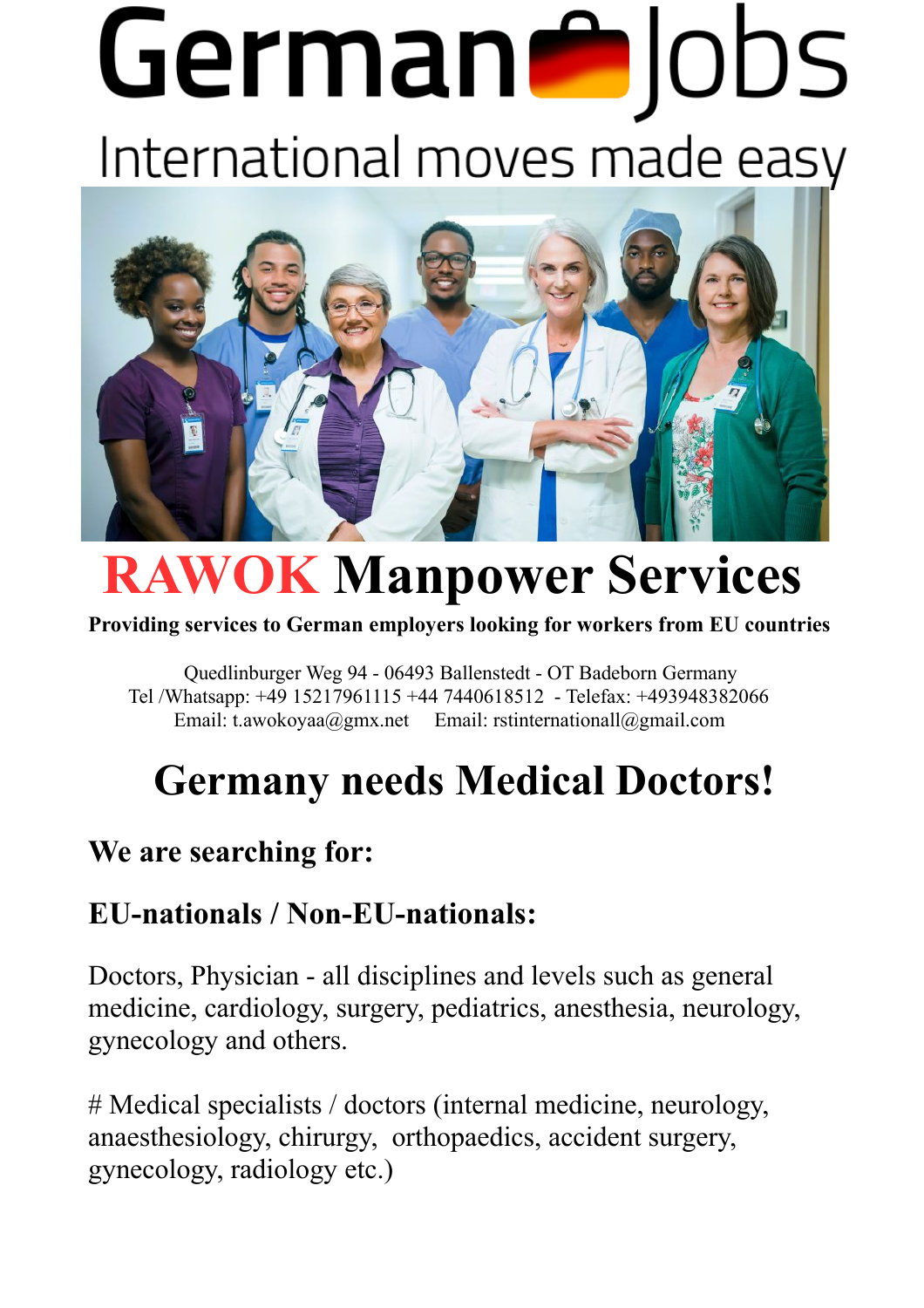# German Jobs

International moves made easy

# RAWOK Manpower Services

**Providing services to German employers looking for workers from EU countries**

Quedlinburger Weg 94 - 06493 Ballenstedt - OT Badeborn Germany
Tel /Whatsapp: +49 15217961115 +44 7440618512 - Telefax: +493948382066
Email: t.awokoyaa@gmx.net Email: rstinternationall@gmail.com

## Germany needs Medical Doctors!

### We are searching for:

### EU-nationals / Non-EU-nationals:

Doctors, Physician - all disciplines and levels such as general medicine, cardiology, surgery, pediatrics, anesthesia, neurology, gynecology and others.

# Medical specialists / doctors (internal medicine, neurology, anaesthesiology, chirurgy, orthopaedics, accident surgery, gynecology, radiology etc.)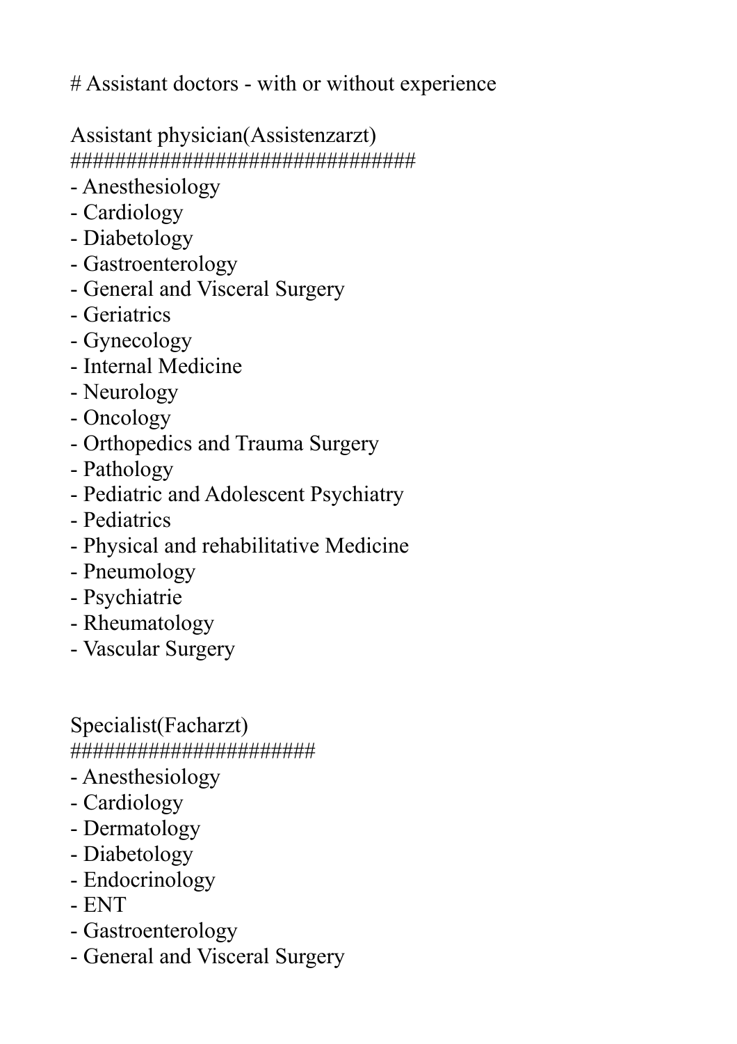# Assistant doctors - with or without experience

Assistant physician(Assistenzarzt)
################################
- Anesthesiology
- Cardiology
- Diabetology
- Gastroenterology
- General and Visceral Surgery
- Geriatrics
- Gynecology
- Internal Medicine
- Neurology
- Oncology
- Orthopedics and Trauma Surgery
- Pathology
- Pediatric and Adolescent Psychiatry
- Pediatrics
- Physical and rehabilitative Medicine
- Pneumology
- Psychiatrie
- Rheumatology
- Vascular Surgery

Specialist(Facharzt)
######################
- Anesthesiology
- Cardiology
- Dermatology
- Diabetology
- Endocrinology
- ENT
- Gastroenterology
- General and Visceral Surgery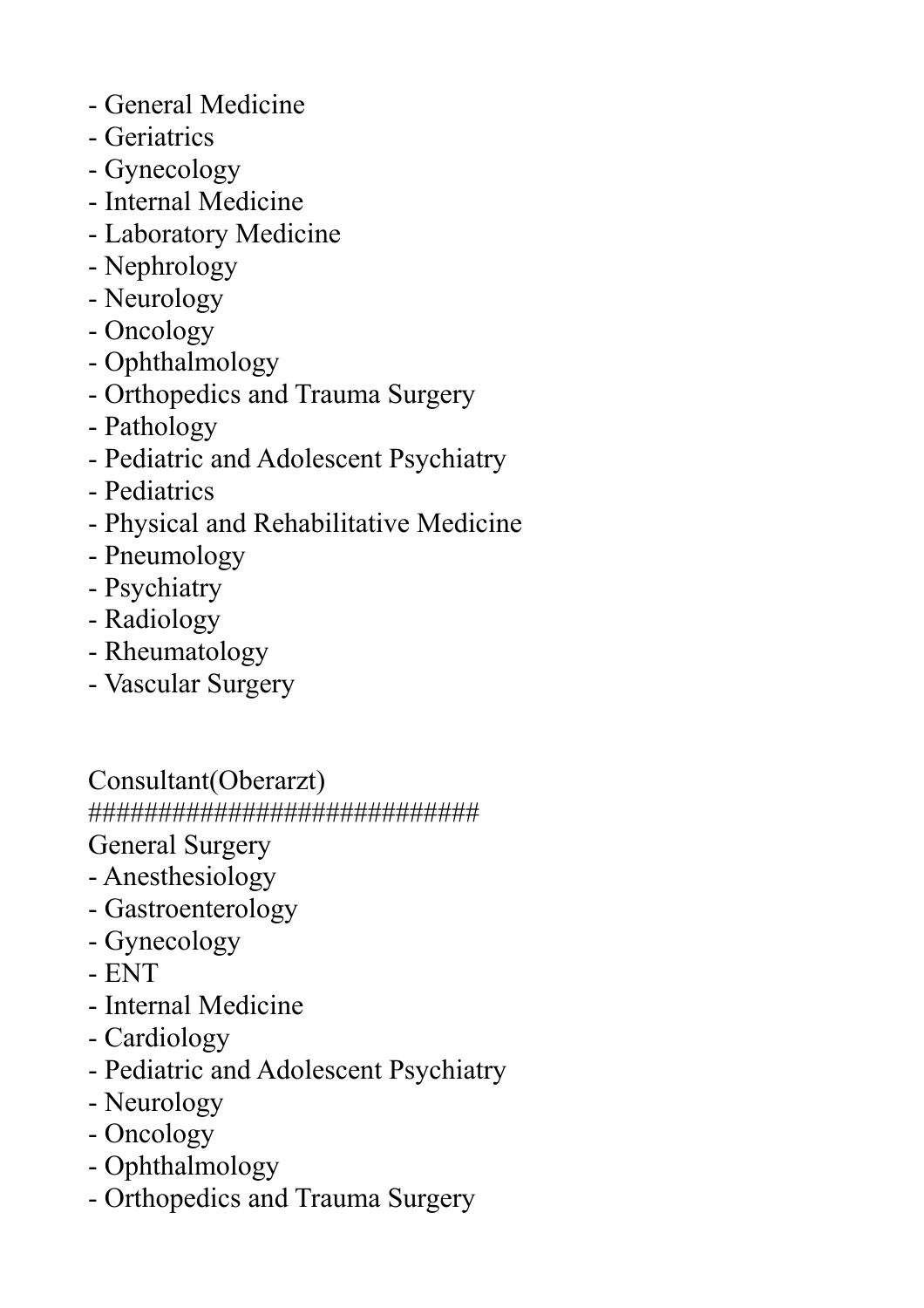- General Medicine
- Geriatrics
- Gynecology
- Internal Medicine
- Laboratory Medicine
- Nephrology
- Neurology
- Oncology
- Ophthalmology
- Orthopedics and Trauma Surgery
- Pathology
- Pediatric and Adolescent Psychiatry
- Pediatrics
- Physical and Rehabilitative Medicine
- Pneumology
- Psychiatry
- Radiology
- Rheumatology
- Vascular Surgery

Consultant(Oberarzt)

##############################

General Surgery
- Anesthesiology
- Gastroenterology
- Gynecology
- ENT
- Internal Medicine
- Cardiology
- Pediatric and Adolescent Psychiatry
- Neurology
- Oncology
- Ophthalmology
- Orthopedics and Trauma Surgery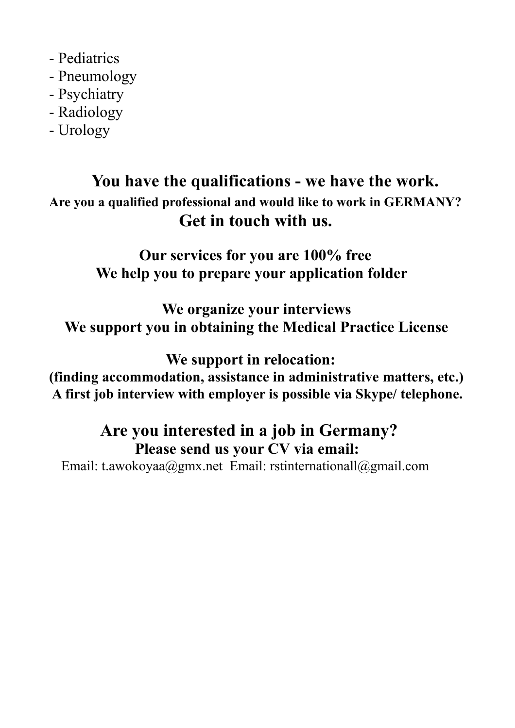- Pediatrics
- Pneumology
- Psychiatry
- Radiology
- Urology

## You have the qualifications - we have the work.

**Are you a qualified professional and would like to work in GERMANY?**

**Get in touch with us.**

**Our services for you are 100% free**
**We help you to prepare your application folder**

**We organize your interviews**
**We support you in obtaining the Medical Practice License**

**We support in relocation:**
**(finding accommodation, assistance in administrative matters, etc.)**
**A first job interview with employer is possible via Skype/ telephone.**

## Are you interested in a job in Germany?

**Please send us your CV via email:**

Email: t.awokoyaa@gmx.net  Email: rstinternationall@gmail.com